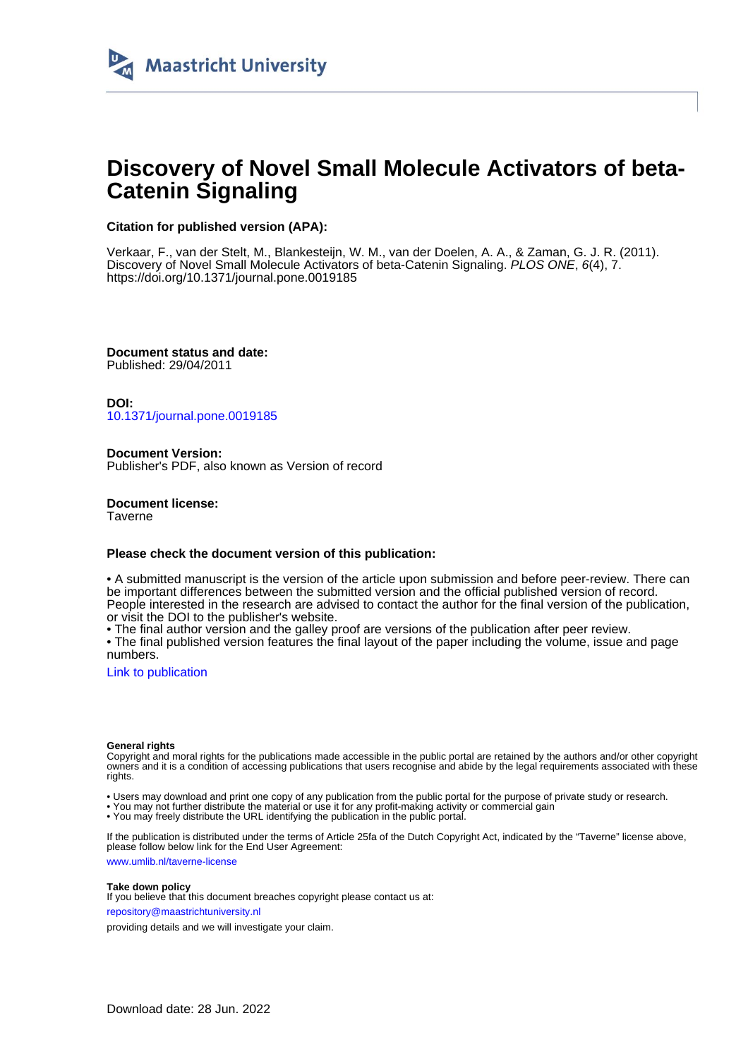Maastricht University

# Discovery of Novel Small Molecule Activators of beta-Catenin Signaling

**Citation for published version (APA):**

Verkaar, F., van der Stelt, M., Blankesteijn, W. M., van der Doelen, A. A., & Zaman, G. J. R. (2011). Discovery of Novel Small Molecule Activators of beta-Catenin Signaling. *PLOS ONE*, *6*(4), 7. https://doi.org/10.1371/journal.pone.0019185

**Document status and date:**
Published: 29/04/2011

**DOI:**
10.1371/journal.pone.0019185

**Document Version:**
Publisher's PDF, also known as Version of record

**Document license:**
Taverne

**Please check the document version of this publication:**

• A submitted manuscript is the version of the article upon submission and before peer-review. There can be important differences between the submitted version and the official published version of record. People interested in the research are advised to contact the author for the final version of the publication, or visit the DOI to the publisher's website.
• The final author version and the galley proof are versions of the publication after peer review.
• The final published version features the final layout of the paper including the volume, issue and page numbers.

Link to publication

**General rights**
Copyright and moral rights for the publications made accessible in the public portal are retained by the authors and/or other copyright owners and it is a condition of accessing publications that users recognise and abide by the legal requirements associated with these rights.

• Users may download and print one copy of any publication from the public portal for the purpose of private study or research.
• You may not further distribute the material or use it for any profit-making activity or commercial gain
• You may freely distribute the URL identifying the publication in the public portal.

If the publication is distributed under the terms of Article 25fa of the Dutch Copyright Act, indicated by the "Taverne" license above, please follow below link for the End User Agreement:

www.umlib.nl/taverne-license

**Take down policy**
If you believe that this document breaches copyright please contact us at:

repository@maastrichtuniversity.nl

providing details and we will investigate your claim.

Download date: 28 Jun. 2022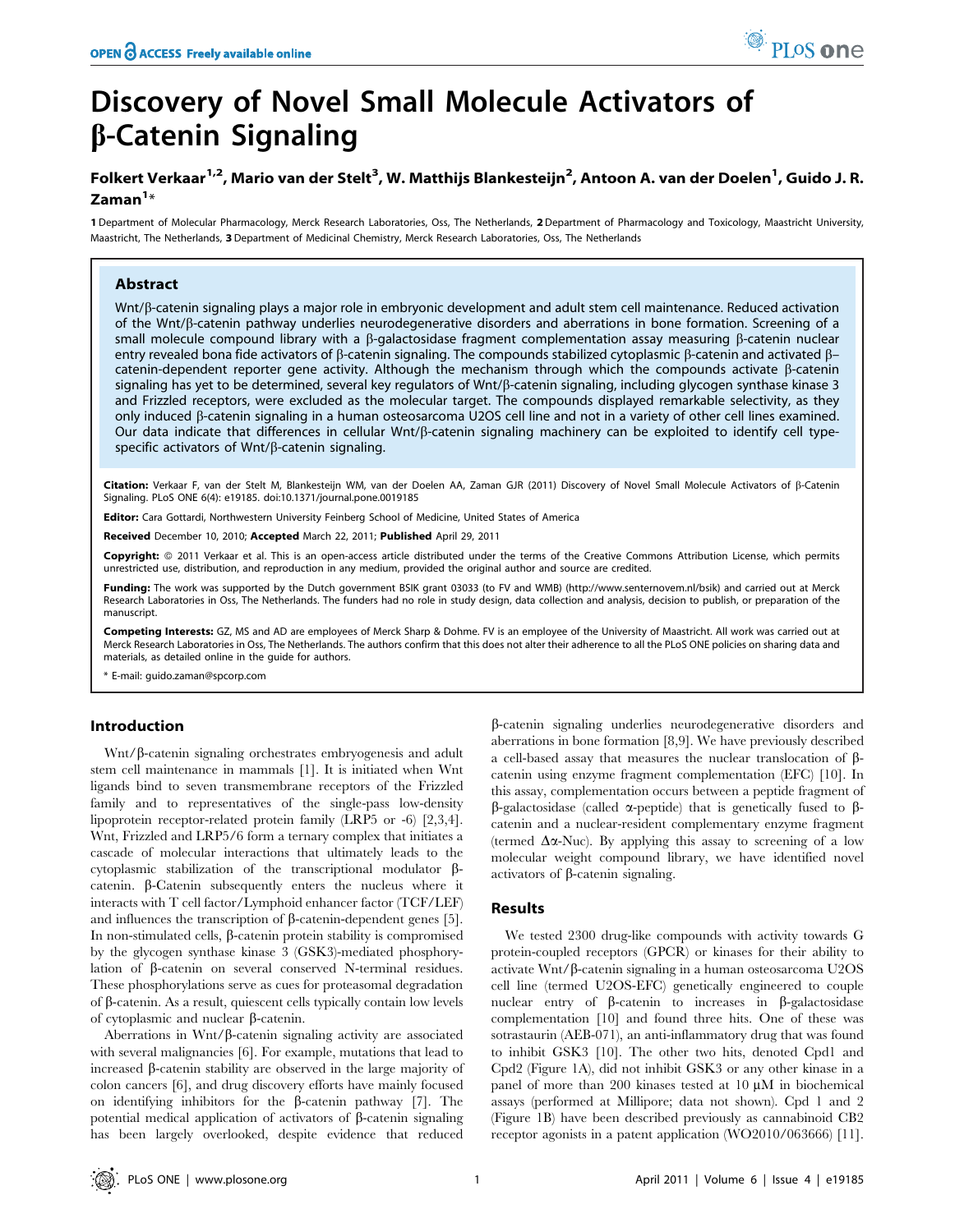# Discovery of Novel Small Molecule Activators of β-Catenin Signaling

**Folkert Verkaar[1,2], Mario van der Stelt[3], W. Matthijs Blankesteijn[2], Antoon A. van der Doelen[1], Guido J. R. Zaman[1]***

**1** Department of Molecular Pharmacology, Merck Research Laboratories, Oss, The Netherlands, **2** Department of Pharmacology and Toxicology, Maastricht University, Maastricht, The Netherlands, **3** Department of Medicinal Chemistry, Merck Research Laboratories, Oss, The Netherlands

## Abstract

Wnt/β-catenin signaling plays a major role in embryonic development and adult stem cell maintenance. Reduced activation of the Wnt/β-catenin pathway underlies neurodegenerative disorders and aberrations in bone formation. Screening of a small molecule compound library with a β-galactosidase fragment complementation assay measuring β-catenin nuclear entry revealed bona fide activators of β-catenin signaling. The compounds stabilized cytoplasmic β-catenin and activated β-catenin-dependent reporter gene activity. Although the mechanism through which the compounds activate β-catenin signaling has yet to be determined, several key regulators of Wnt/β-catenin signaling, including glycogen synthase kinase 3 and Frizzled receptors, were excluded as the molecular target. The compounds displayed remarkable selectivity, as they only induced β-catenin signaling in a human osteosarcoma U2OS cell line and not in a variety of other cell lines examined. Our data indicate that differences in cellular Wnt/β-catenin signaling machinery can be exploited to identify cell type-specific activators of Wnt/β-catenin signaling.

**Citation:** Verkaar F, van der Stelt M, Blankesteijn WM, van der Doelen AA, Zaman GJR (2011) Discovery of Novel Small Molecule Activators of β-Catenin Signaling. PLoS ONE 6(4): e19185. doi:10.1371/journal.pone.0019185

**Editor:** Cara Gottardi, Northwestern University Feinberg School of Medicine, United States of America

**Received** December 10, 2010; **Accepted** March 22, 2011; **Published** April 29, 2011

**Copyright:** © 2011 Verkaar et al. This is an open-access article distributed under the terms of the Creative Commons Attribution License, which permits unrestricted use, distribution, and reproduction in any medium, provided the original author and source are credited.

**Funding:** The work was supported by the Dutch government BSIK grant 03033 (to FV and WMB) (http://www.senternovem.nl/bsik) and carried out at Merck Research Laboratories in Oss, The Netherlands. The funders had no role in study design, data collection and analysis, decision to publish, or preparation of the manuscript.

**Competing Interests:** GZ, MS and AD are employees of Merck Sharp & Dohme. FV is an employee of the University of Maastricht. All work was carried out at Merck Research Laboratories in Oss, The Netherlands. The authors confirm that this does not alter their adherence to all the PLoS ONE policies on sharing data and materials, as detailed online in the guide for authors.

\* E-mail: guido.zaman@spcorp.com

## Introduction

Wnt/β-catenin signaling orchestrates embryogenesis and adult stem cell maintenance in mammals [1]. It is initiated when Wnt ligands bind to seven transmembrane receptors of the Frizzled family and to representatives of the single-pass low-density lipoprotein receptor-related protein family (LRP5 or -6) [2,3,4]. Wnt, Frizzled and LRP5/6 form a ternary complex that initiates a cascade of molecular interactions that ultimately leads to the cytoplasmic stabilization of the transcriptional modulator β-catenin. β-Catenin subsequently enters the nucleus where it interacts with T cell factor/Lymphoid enhancer factor (TCF/LEF) and influences the transcription of β-catenin-dependent genes [5]. In non-stimulated cells, β-catenin protein stability is compromised by the glycogen synthase kinase 3 (GSK3)-mediated phosphorylation of β-catenin on several conserved N-terminal residues. These phosphorylations serve as cues for proteasomal degradation of β-catenin. As a result, quiescent cells typically contain low levels of cytoplasmic and nuclear β-catenin.

Aberrations in Wnt/β-catenin signaling activity are associated with several malignancies [6]. For example, mutations that lead to increased β-catenin stability are observed in the large majority of colon cancers [6], and drug discovery efforts have mainly focused on identifying inhibitors for the β-catenin pathway [7]. The potential medical application of activators of β-catenin signaling has been largely overlooked, despite evidence that reduced β-catenin signaling underlies neurodegenerative disorders and aberrations in bone formation [8,9]. We have previously described a cell-based assay that measures the nuclear translocation of β-catenin using enzyme fragment complementation (EFC) [10]. In this assay, complementation occurs between a peptide fragment of β-galactosidase (called α-peptide) that is genetically fused to β-catenin and a nuclear-resident complementary enzyme fragment (termed Δα-Nuc). By applying this assay to screening of a low molecular weight compound library, we have identified novel activators of β-catenin signaling.

## Results

We tested 2300 drug-like compounds with activity towards G protein-coupled receptors (GPCR) or kinases for their ability to activate Wnt/β-catenin signaling in a human osteosarcoma U2OS cell line (termed U2OS-EFC) genetically engineered to couple nuclear entry of β-catenin to increases in β-galactosidase complementation [10] and found three hits. One of these was sotrastaurin (AEB-071), an anti-inflammatory drug that was found to inhibit GSK3 [10]. The other two hits, denoted Cpd1 and Cpd2 (Figure 1A), did not inhibit GSK3 or any other kinase in a panel of more than 200 kinases tested at 10 μM in biochemical assays (performed at Millipore; data not shown). Cpd 1 and 2 (Figure 1B) have been described previously as cannabinoid CB2 receptor agonists in a patent application (WO2010/063666) [11].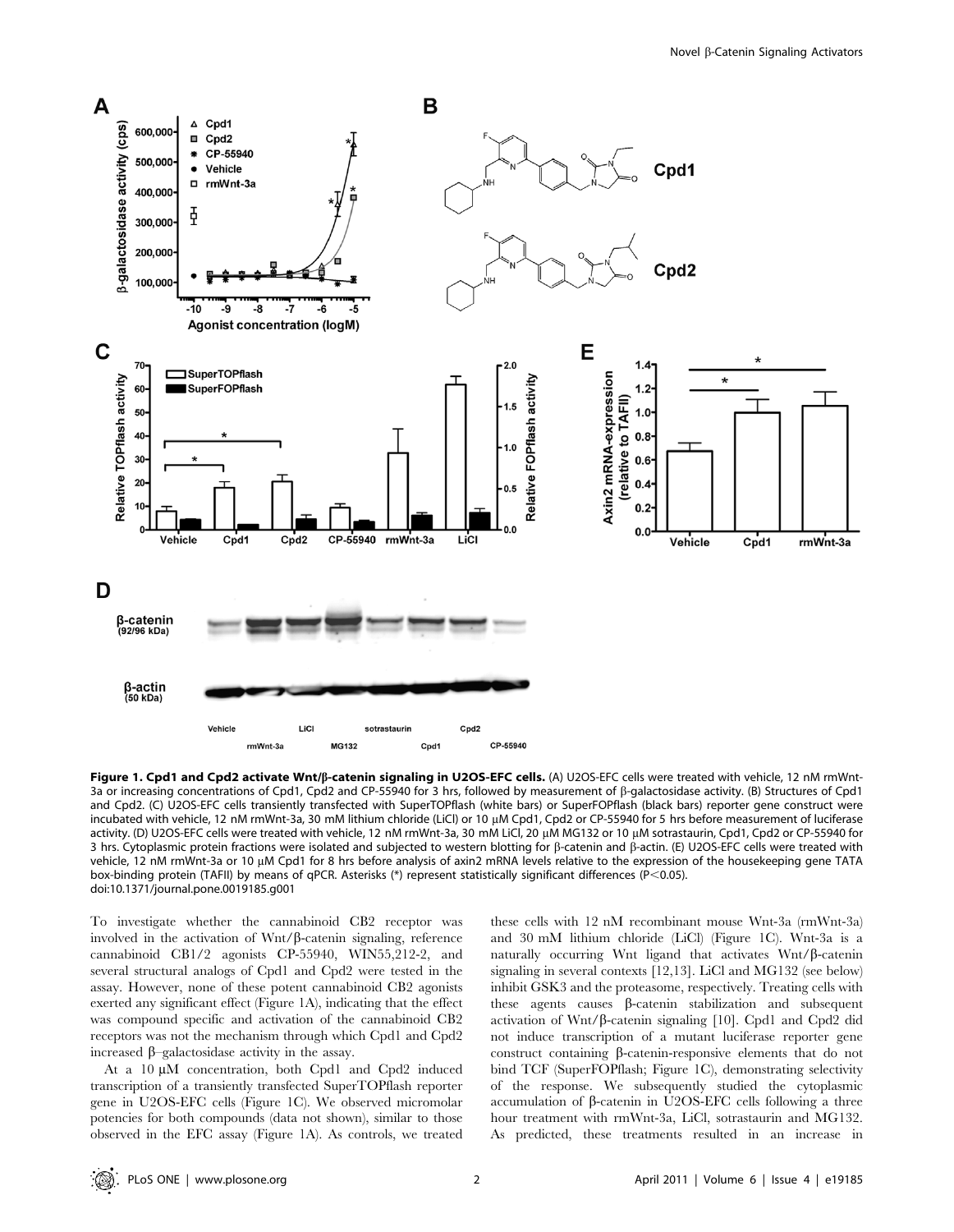**Figure 1. Cpd1 and Cpd2 activate Wnt/β-catenin signaling in U2OS-EFC cells.** (A) U2OS-EFC cells were treated with vehicle, 12 nM rmWnt-3a or increasing concentrations of Cpd1, Cpd2 and CP-55940 for 3 hrs, followed by measurement of β-galactosidase activity. (B) Structures of Cpd1 and Cpd2. (C) U2OS-EFC cells transiently transfected with SuperTOPflash (white bars) or SuperFOPflash (black bars) reporter gene construct were incubated with vehicle, 12 nM rmWnt-3a, 30 mM lithium chloride (LiCl) or 10 µM Cpd1, Cpd2 or CP-55940 for 5 hrs before measurement of luciferase activity. (D) U2OS-EFC cells were treated with vehicle, 12 nM rmWnt-3a, 30 mM LiCl, 20 µM MG132 or 10 µM sotrastaurin, Cpd1, Cpd2 or CP-55940 for 3 hrs. Cytoplasmic protein fractions were isolated and subjected to western blotting for β-catenin and β-actin. (E) U2OS-EFC cells were treated with vehicle, 12 nM rmWnt-3a or 10 µM Cpd1 for 8 hrs before analysis of axin2 mRNA levels relative to the expression of the housekeeping gene TATA box-binding protein (TAFII) by means of qPCR. Asterisks (*) represent statistically significant differences ($P<0.05$).
doi:10.1371/journal.pone.0019185.g001

To investigate whether the cannabinoid CB2 receptor was involved in the activation of Wnt/β-catenin signaling, reference cannabinoid CB1/2 agonists CP-55940, WIN55,212-2, and several structural analogs of Cpd1 and Cpd2 were tested in the assay. However, none of these potent cannabinoid CB2 agonists exerted any significant effect (Figure 1A), indicating that the effect was compound specific and activation of the cannabinoid CB2 receptors was not the mechanism through which Cpd1 and Cpd2 increased β–galactosidase activity in the assay.

At a 10 µM concentration, both Cpd1 and Cpd2 induced transcription of a transiently transfected SuperTOPflash reporter gene in U2OS-EFC cells (Figure 1C). We observed micromolar potencies for both compounds (data not shown), similar to those observed in the EFC assay (Figure 1A). As controls, we treated these cells with 12 nM recombinant mouse Wnt-3a (rmWnt-3a) and 30 mM lithium chloride (LiCl) (Figure 1C). Wnt-3a is a naturally occurring Wnt ligand that activates Wnt/β-catenin signaling in several contexts [12,13]. LiCl and MG132 (see below) inhibit GSK3 and the proteasome, respectively. Treating cells with these agents causes β-catenin stabilization and subsequent activation of Wnt/β-catenin signaling [10]. Cpd1 and Cpd2 did not induce transcription of a mutant luciferase reporter gene construct containing β-catenin-responsive elements that do not bind TCF (SuperFOPflash; Figure 1C), demonstrating selectivity of the response. We subsequently studied the cytoplasmic accumulation of β-catenin in U2OS-EFC cells following a three hour treatment with rmWnt-3a, LiCl, sotrastaurin and MG132. As predicted, these treatments resulted in an increase in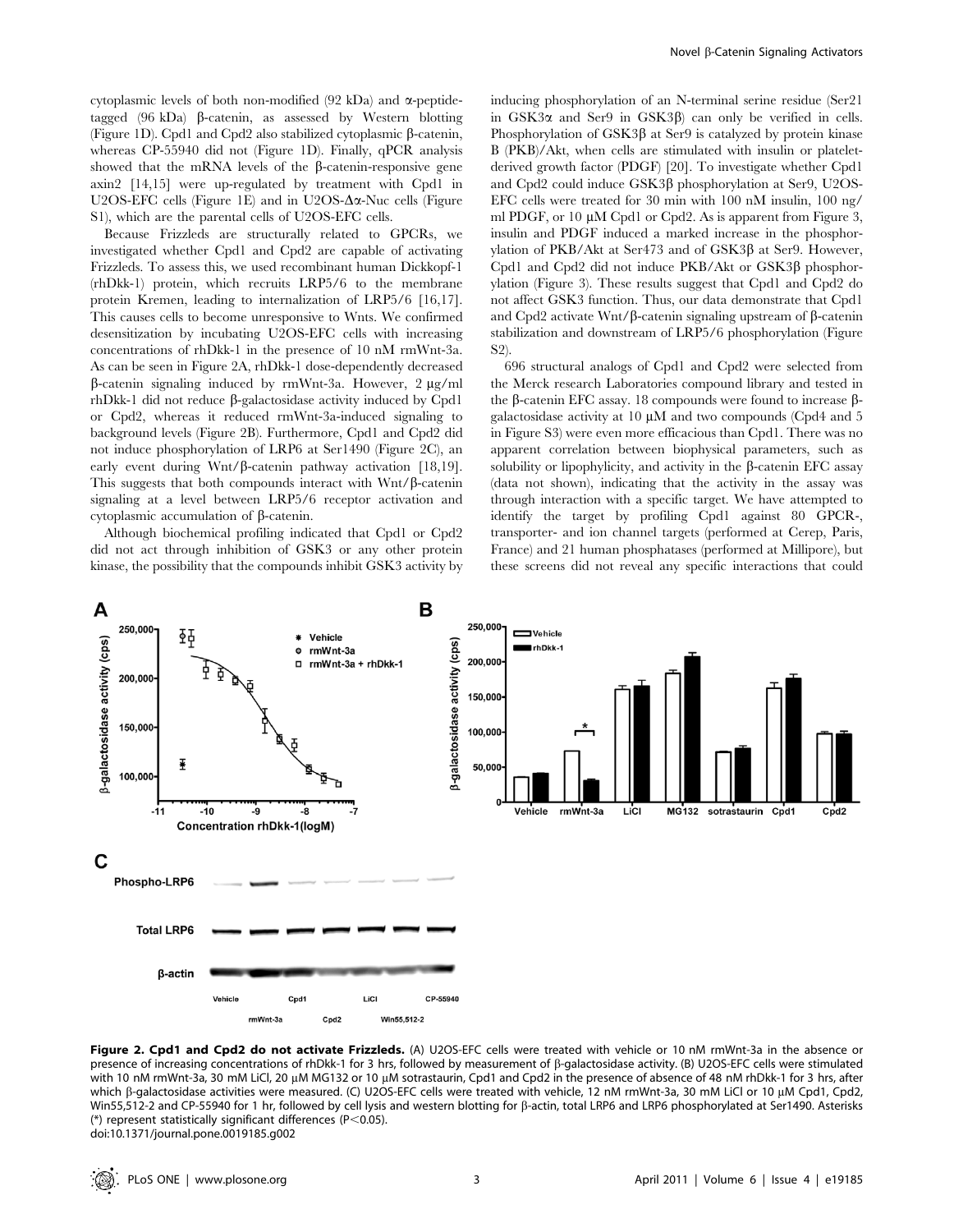cytoplasmic levels of both non-modified (92 kDa) and α-peptide-tagged (96 kDa) β-catenin, as assessed by Western blotting (Figure 1D). Cpd1 and Cpd2 also stabilized cytoplasmic β-catenin, whereas CP-55940 did not (Figure 1D). Finally, qPCR analysis showed that the mRNA levels of the β-catenin-responsive gene axin2 [14,15] were up-regulated by treatment with Cpd1 in U2OS-EFC cells (Figure 1E) and in U2OS-Δα-Nuc cells (Figure S1), which are the parental cells of U2OS-EFC cells.

Because Frizzleds are structurally related to GPCRs, we investigated whether Cpd1 and Cpd2 are capable of activating Frizzleds. To assess this, we used recombinant human Dickkopf-1 (rhDkk-1) protein, which recruits LRP5/6 to the membrane protein Kremen, leading to internalization of LRP5/6 [16,17]. This causes cells to become unresponsive to Wnts. We confirmed desensitization by incubating U2OS-EFC cells with increasing concentrations of rhDkk-1 in the presence of 10 nM rmWnt-3a. As can be seen in Figure 2A, rhDkk-1 dose-dependently decreased β-catenin signaling induced by rmWnt-3a. However, 2 μg/ml rhDkk-1 did not reduce β-galactosidase activity induced by Cpd1 or Cpd2, whereas it reduced rmWnt-3a-induced signaling to background levels (Figure 2B). Furthermore, Cpd1 and Cpd2 did not induce phosphorylation of LRP6 at Ser1490 (Figure 2C), an early event during Wnt/β-catenin pathway activation [18,19]. This suggests that both compounds interact with Wnt/β-catenin signaling at a level between LRP5/6 receptor activation and cytoplasmic accumulation of β-catenin.

Although biochemical profiling indicated that Cpd1 or Cpd2 did not act through inhibition of GSK3 or any other protein kinase, the possibility that the compounds inhibit GSK3 activity by inducing phosphorylation of an N-terminal serine residue (Ser21 in GSK3α and Ser9 in GSK3β) can only be verified in cells. Phosphorylation of GSK3β at Ser9 is catalyzed by protein kinase B (PKB)/Akt, when cells are stimulated with insulin or platelet-derived growth factor (PDGF) [20]. To investigate whether Cpd1 and Cpd2 could induce GSK3β phosphorylation at Ser9, U2OS-EFC cells were treated for 30 min with 100 nM insulin, 100 ng/ml PDGF, or 10 μM Cpd1 or Cpd2. As is apparent from Figure 3, insulin and PDGF induced a marked increase in the phosphorylation of PKB/Akt at Ser473 and of GSK3β at Ser9. However, Cpd1 and Cpd2 did not induce PKB/Akt or GSK3β phosphorylation (Figure 3). These results suggest that Cpd1 and Cpd2 do not affect GSK3 function. Thus, our data demonstrate that Cpd1 and Cpd2 activate Wnt/β-catenin signaling upstream of β-catenin stabilization and downstream of LRP5/6 phosphorylation (Figure S2).

696 structural analogs of Cpd1 and Cpd2 were selected from the Merck research Laboratories compound library and tested in the β-catenin EFC assay. 18 compounds were found to increase β-galactosidase activity at 10 μM and two compounds (Cpd4 and 5 in Figure S3) were even more efficacious than Cpd1. There was no apparent correlation between biophysical parameters, such as solubility or lipophilicity, and activity in the β-catenin EFC assay (data not shown), indicating that the activity in the assay was through interaction with a specific target. We have attempted to identify the target by profiling Cpd1 against 80 GPCR-, transporter- and ion channel targets (performed at Cerep, Paris, France) and 21 human phosphatases (performed at Millipore), but these screens did not reveal any specific interactions that could

**Figure 2. Cpd1 and Cpd2 do not activate Frizzleds.** (A) U2OS-EFC cells were treated with vehicle or 10 nM rmWnt-3a in the absence or presence of increasing concentrations of rhDkk-1 for 3 hrs, followed by measurement of β-galactosidase activity. (B) U2OS-EFC cells were stimulated with 10 nM rmWnt-3a, 30 mM LiCl, 20 μM MG132 or 10 μM sotrastaurin, Cpd1 and Cpd2 in the presence of absence of 48 nM rhDkk-1 for 3 hrs, after which β-galactosidase activities were measured. (C) U2OS-EFC cells were treated with vehicle, 12 nM rmWnt-3a, 30 mM LiCl or 10 μM Cpd1, Cpd2, Win55,512-2 and CP-55940 for 1 hr, followed by cell lysis and western blotting for β-actin, total LRP6 and LRP6 phosphorylated at Ser1490. Asterisks (*) represent statistically significant differences ($P<0.05$).
doi:10.1371/journal.pone.0019185.g002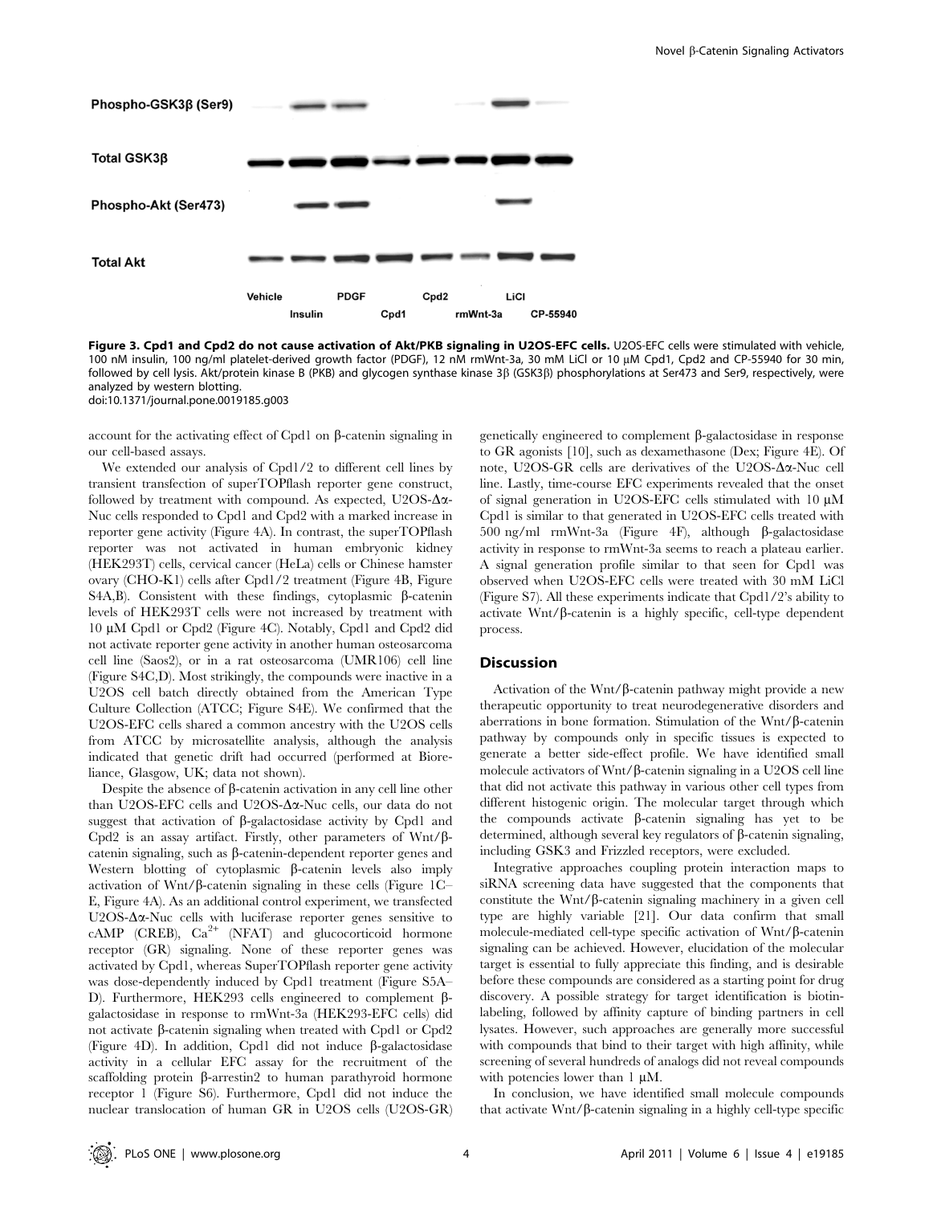**Figure 3. Cpd1 and Cpd2 do not cause activation of Akt/PKB signaling in U2OS-EFC cells.** U2OS-EFC cells were stimulated with vehicle, 100 nM insulin, 100 ng/ml platelet-derived growth factor (PDGF), 12 nM rmWnt-3a, 30 mM LiCl or 10 μM Cpd1, Cpd2 and CP-55940 for 30 min, followed by cell lysis. Akt/protein kinase B (PKB) and glycogen synthase kinase 3β (GSK3β) phosphorylations at Ser473 and Ser9, respectively, were analyzed by western blotting.
doi:10.1371/journal.pone.0019185.g003

account for the activating effect of Cpd1 on β-catenin signaling in our cell-based assays.

We extended our analysis of Cpd1/2 to different cell lines by transient transfection of superTOPflash reporter gene construct, followed by treatment with compound. As expected, U2OS-Δα-Nuc cells responded to Cpd1 and Cpd2 with a marked increase in reporter gene activity (Figure 4A). In contrast, the superTOPflash reporter was not activated in human embryonic kidney (HEK293T) cells, cervical cancer (HeLa) cells or Chinese hamster ovary (CHO-K1) cells after Cpd1/2 treatment (Figure 4B, Figure S4A,B). Consistent with these findings, cytoplasmic β-catenin levels of HEK293T cells were not increased by treatment with 10 μM Cpd1 or Cpd2 (Figure 4C). Notably, Cpd1 and Cpd2 did not activate reporter gene activity in another human osteosarcoma cell line (Saos2), or in a rat osteosarcoma (UMR106) cell line (Figure S4C,D). Most strikingly, the compounds were inactive in a U2OS cell batch directly obtained from the American Type Culture Collection (ATCC; Figure S4E). We confirmed that the U2OS-EFC cells shared a common ancestry with the U2OS cells from ATCC by microsatellite analysis, although the analysis indicated that genetic drift had occurred (performed at Bioreliance, Glasgow, UK; data not shown).

Despite the absence of β-catenin activation in any cell line other than U2OS-EFC cells and U2OS-Δα-Nuc cells, our data do not suggest that activation of β-galactosidase activity by Cpd1 and Cpd2 is an assay artifact. Firstly, other parameters of Wnt/β-catenin signaling, such as β-catenin-dependent reporter genes and Western blotting of cytoplasmic β-catenin levels also imply activation of Wnt/β-catenin signaling in these cells (Figure 1C–E, Figure 4A). As an additional control experiment, we transfected U2OS-Δα-Nuc cells with luciferase reporter genes sensitive to cAMP (CREB), $Ca^{2+}$ (NFAT) and glucocorticoid hormone receptor (GR) signaling. None of these reporter genes was activated by Cpd1, whereas SuperTOPflash reporter gene activity was dose-dependently induced by Cpd1 treatment (Figure S5A–D). Furthermore, HEK293 cells engineered to complement β-galactosidase in response to rmWnt-3a (HEK293-EFC cells) did not activate β-catenin signaling when treated with Cpd1 or Cpd2 (Figure 4D). In addition, Cpd1 did not induce β-galactosidase activity in a cellular EFC assay for the recruitment of the scaffolding protein β-arrestin2 to human parathyroid hormone receptor 1 (Figure S6). Furthermore, Cpd1 did not induce the nuclear translocation of human GR in U2OS cells (U2OS-GR) genetically engineered to complement β-galactosidase in response to GR agonists [10], such as dexamethasone (Dex; Figure 4E). Of note, U2OS-GR cells are derivatives of the U2OS-Δα-Nuc cell line. Lastly, time-course EFC experiments revealed that the onset of signal generation in U2OS-EFC cells stimulated with 10 μM Cpd1 is similar to that generated in U2OS-EFC cells treated with 500 ng/ml rmWnt-3a (Figure 4F), although β-galactosidase activity in response to rmWnt-3a seems to reach a plateau earlier. A signal generation profile similar to that seen for Cpd1 was observed when U2OS-EFC cells were treated with 30 mM LiCl (Figure S7). All these experiments indicate that Cpd1/2's ability to activate Wnt/β-catenin is a highly specific, cell-type dependent process.

## Discussion

Activation of the Wnt/β-catenin pathway might provide a new therapeutic opportunity to treat neurodegenerative disorders and aberrations in bone formation. Stimulation of the Wnt/β-catenin pathway by compounds only in specific tissues is expected to generate a better side-effect profile. We have identified small molecule activators of Wnt/β-catenin signaling in a U2OS cell line that did not activate this pathway in various other cell types from different histogenic origin. The molecular target through which the compounds activate β-catenin signaling has yet to be determined, although several key regulators of β-catenin signaling, including GSK3 and Frizzled receptors, were excluded.

Integrative approaches coupling protein interaction maps to siRNA screening data have suggested that the components that constitute the Wnt/β-catenin signaling machinery in a given cell type are highly variable [21]. Our data confirm that small molecule-mediated cell-type specific activation of Wnt/β-catenin signaling can be achieved. However, elucidation of the molecular target is essential to fully appreciate this finding, and is desirable before these compounds are considered as a starting point for drug discovery. A possible strategy for target identification is biotin-labeling, followed by affinity capture of binding partners in cell lysates. However, such approaches are generally more successful with compounds that bind to their target with high affinity, while screening of several hundreds of analogs did not reveal compounds with potencies lower than 1 μM.

In conclusion, we have identified small molecule compounds that activate Wnt/β-catenin signaling in a highly cell-type specific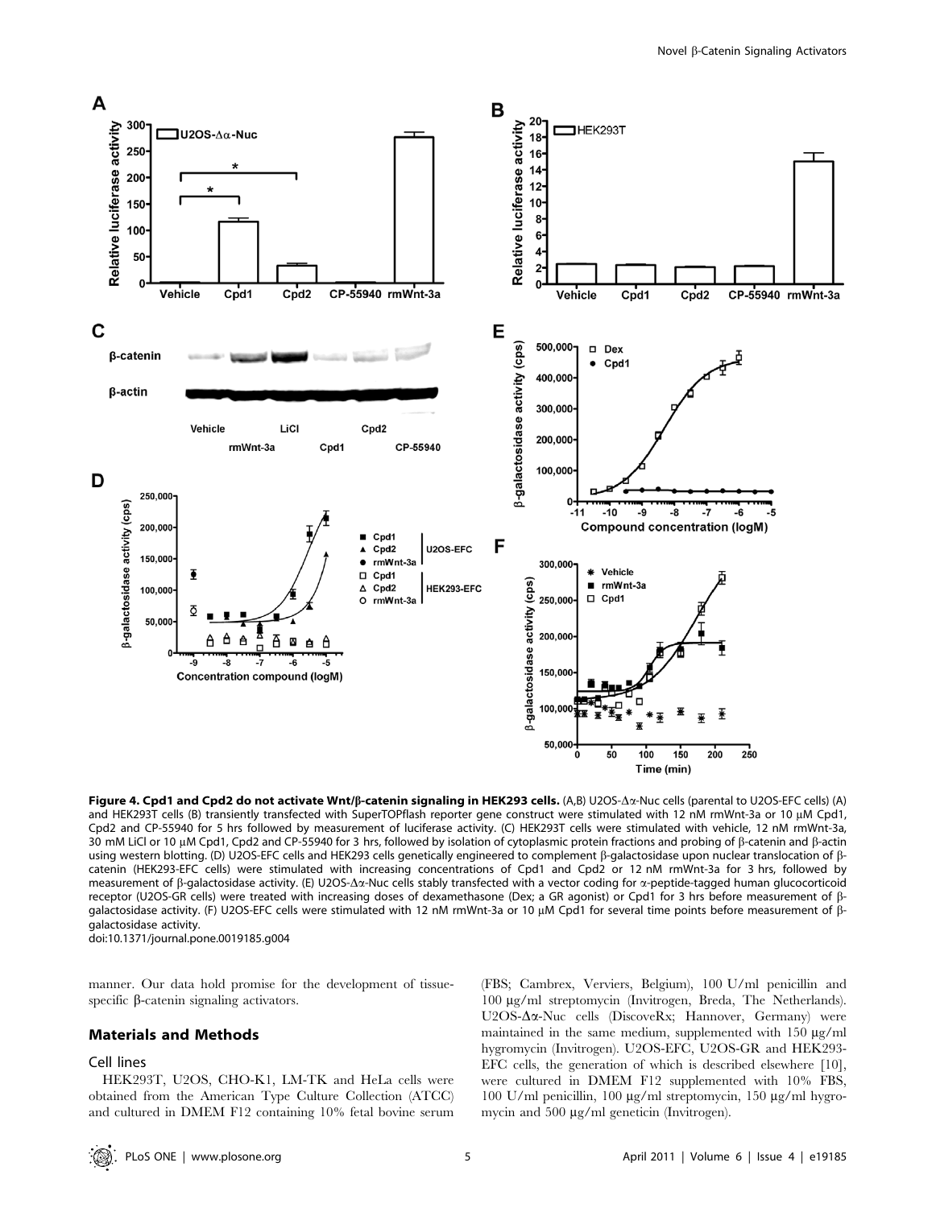**Figure 4. Cpd1 and Cpd2 do not activate Wnt/β-catenin signaling in HEK293 cells.** (A,B) U2OS-Δα-Nuc cells (parental to U2OS-EFC cells) (A) and HEK293T cells (B) transiently transfected with SuperTOPflash reporter gene construct were stimulated with 12 nM rmWnt-3a or 10 μM Cpd1, Cpd2 and CP-55940 for 5 hrs followed by measurement of luciferase activity. (C) HEK293T cells were stimulated with vehicle, 12 nM rmWnt-3a, 30 mM LiCl or 10 μM Cpd1, Cpd2 and CP-55940 for 3 hrs, followed by isolation of cytoplasmic protein fractions and probing of β-catenin and β-actin using western blotting. (D) U2OS-EFC cells and HEK293 cells genetically engineered to complement β-galactosidase upon nuclear translocation of β-catenin (HEK293-EFC cells) were stimulated with increasing concentrations of Cpd1 and Cpd2 or 12 nM rmWnt-3a for 3 hrs, followed by measurement of β-galactosidase activity. (E) U2OS-Δα-Nuc cells stably transfected with a vector coding for α-peptide-tagged human glucocorticoid receptor (U2OS-GR cells) were treated with increasing doses of dexamethasone (Dex; a GR agonist) or Cpd1 for 3 hrs before measurement of β-galactosidase activity. (F) U2OS-EFC cells were stimulated with 12 nM rmWnt-3a or 10 μM Cpd1 for several time points before measurement of β-galactosidase activity.
doi:10.1371/journal.pone.0019185.g004

manner. Our data hold promise for the development of tissue-specific β-catenin signaling activators.

## Materials and Methods

### Cell lines

HEK293T, U2OS, CHO-K1, LM-TK and HeLa cells were obtained from the American Type Culture Collection (ATCC) and cultured in DMEM F12 containing 10% fetal bovine serum (FBS; Cambrex, Verviers, Belgium), 100 U/ml penicillin and 100 μg/ml streptomycin (Invitrogen, Breda, The Netherlands). U2OS-Δα-Nuc cells (DiscoveRx; Hannover, Germany) were maintained in the same medium, supplemented with 150 μg/ml hygromycin (Invitrogen). U2OS-EFC, U2OS-GR and HEK293-EFC cells, the generation of which is described elsewhere [10], were cultured in DMEM F12 supplemented with 10% FBS, 100 U/ml penicillin, 100 μg/ml streptomycin, 150 μg/ml hygromycin and 500 μg/ml geneticin (Invitrogen).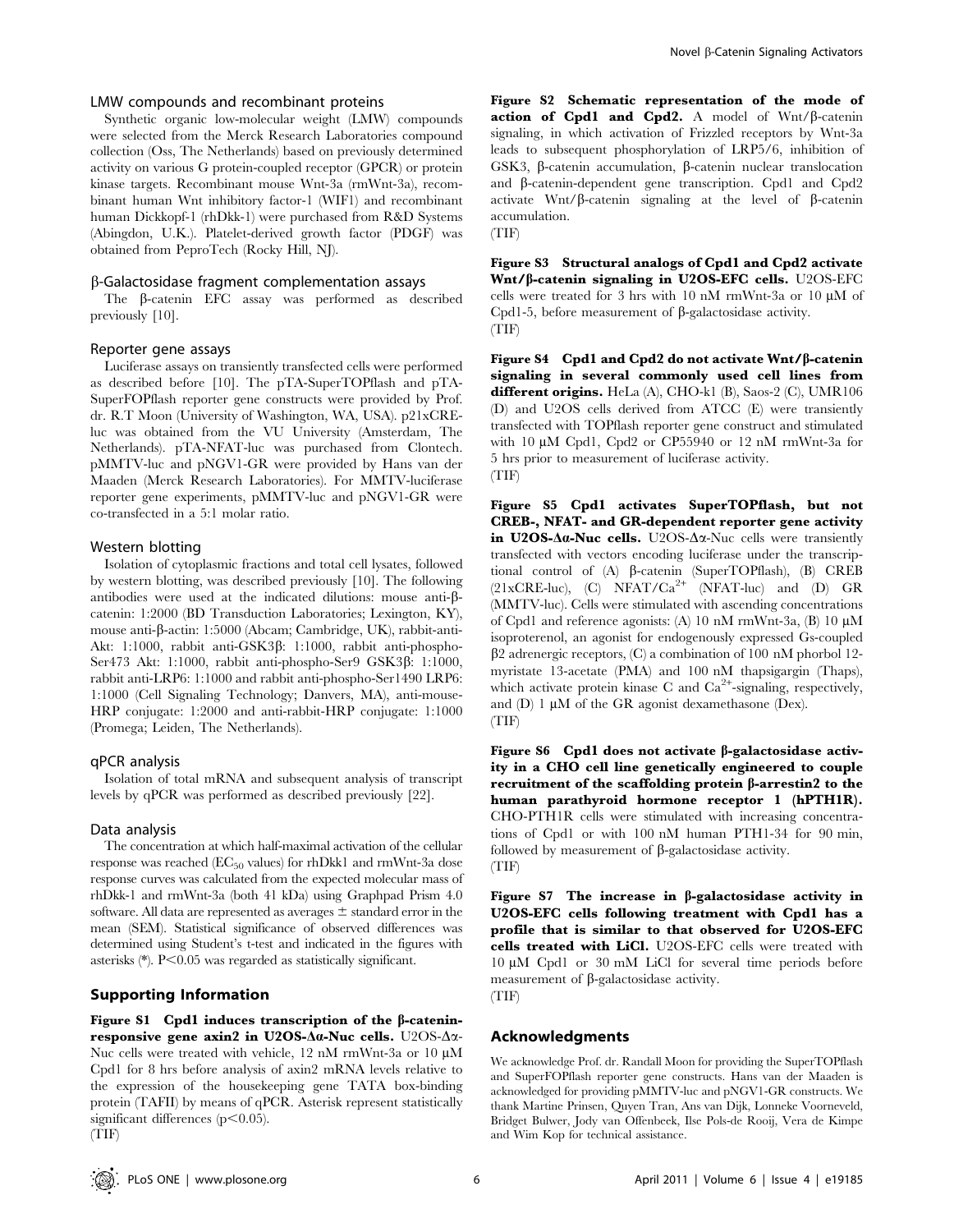### LMW compounds and recombinant proteins

Synthetic organic low-molecular weight (LMW) compounds were selected from the Merck Research Laboratories compound collection (Oss, The Netherlands) based on previously determined activity on various G protein-coupled receptor (GPCR) or protein kinase targets. Recombinant mouse Wnt-3a (rmWnt-3a), recombinant human Wnt inhibitory factor-1 (WIF1) and recombinant human Dickkopf-1 (rhDkk-1) were purchased from R&D Systems (Abingdon, U.K.). Platelet-derived growth factor (PDGF) was obtained from PeproTech (Rocky Hill, NJ).

### β-Galactosidase fragment complementation assays

The β-catenin EFC assay was performed as described previously [10].

### Reporter gene assays

Luciferase assays on transiently transfected cells were performed as described before [10]. The pTA-SuperTOPflash and pTA-SuperFOPflash reporter gene constructs were provided by Prof. dr. R.T Moon (University of Washington, WA, USA). p21xCRE-luc was obtained from the VU University (Amsterdam, The Netherlands). pTA-NFAT-luc was purchased from Clontech. pMMTV-luc and pNGV1-GR were provided by Hans van der Maaden (Merck Research Laboratories). For MMTV-luciferase reporter gene experiments, pMMTV-luc and pNGV1-GR were co-transfected in a 5:1 molar ratio.

### Western blotting

Isolation of cytoplasmic fractions and total cell lysates, followed by western blotting, was described previously [10]. The following antibodies were used at the indicated dilutions: mouse anti-β-catenin: 1:2000 (BD Transduction Laboratories; Lexington, KY), mouse anti-β-actin: 1:5000 (Abcam; Cambridge, UK), rabbit-anti-Akt: 1:1000, rabbit anti-GSK3β: 1:1000, rabbit anti-phospho-Ser473 Akt: 1:1000, rabbit anti-phospho-Ser9 GSK3β: 1:1000, rabbit anti-LRP6: 1:1000 and rabbit anti-phospho-Ser1490 LRP6: 1:1000 (Cell Signaling Technology; Danvers, MA), anti-mouse-HRP conjugate: 1:2000 and anti-rabbit-HRP conjugate: 1:1000 (Promega; Leiden, The Netherlands).

### qPCR analysis

Isolation of total mRNA and subsequent analysis of transcript levels by qPCR was performed as described previously [22].

### Data analysis

The concentration at which half-maximal activation of the cellular response was reached ($EC_{50}$ values) for rhDkk1 and rmWnt-3a dose response curves was calculated from the expected molecular mass of rhDkk-1 and rmWnt-3a (both 41 kDa) using Graphpad Prism 4.0 software. All data are represented as averages ± standard error in the mean (SEM). Statistical significance of observed differences was determined using Student's t-test and indicated in the figures with asterisks (*). $P<0.05$ was regarded as statistically significant.

## Supporting Information

**Figure S1 Cpd1 induces transcription of the β-catenin-responsive gene axin2 in U2OS-Δα-Nuc cells.** U2OS-Δα-Nuc cells were treated with vehicle, 12 nM rmWnt-3a or 10 μM Cpd1 for 8 hrs before analysis of axin2 mRNA levels relative to the expression of the housekeeping gene TATA box-binding protein (TAFII) by means of qPCR. Asterisk represent statistically significant differences ($p<0.05$).
(TIF)

**Figure S2 Schematic representation of the mode of action of Cpd1 and Cpd2.** A model of Wnt/β-catenin signaling, in which activation of Frizzled receptors by Wnt-3a leads to subsequent phosphorylation of LRP5/6, inhibition of GSK3, β-catenin accumulation, β-catenin nuclear translocation and β-catenin-dependent gene transcription. Cpd1 and Cpd2 activate Wnt/β-catenin signaling at the level of β-catenin accumulation.
(TIF)

**Figure S3 Structural analogs of Cpd1 and Cpd2 activate Wnt/β-catenin signaling in U2OS-EFC cells.** U2OS-EFC cells were treated for 3 hrs with 10 nM rmWnt-3a or 10 μM of Cpd1-5, before measurement of β-galactosidase activity.
(TIF)

**Figure S4 Cpd1 and Cpd2 do not activate Wnt/β-catenin signaling in several commonly used cell lines from different origins.** HeLa (A), CHO-k1 (B), Saos-2 (C), UMR106 (D) and U2OS cells derived from ATCC (E) were transiently transfected with TOPflash reporter gene construct and stimulated with 10 μM Cpd1, Cpd2 or CP55940 or 12 nM rmWnt-3a for 5 hrs prior to measurement of luciferase activity.
(TIF)

**Figure S5 Cpd1 activates SuperTOPflash, but not CREB-, NFAT- and GR-dependent reporter gene activity in U2OS-Δα-Nuc cells.** U2OS-Δα-Nuc cells were transiently transfected with vectors encoding luciferase under the transcriptional control of (A) β-catenin (SuperTOPflash), (B) CREB (21xCRE-luc), (C) NFAT/$Ca^{2+}$ (NFAT-luc) and (D) GR (MMTV-luc). Cells were stimulated with ascending concentrations of Cpd1 and reference agonists: (A) 10 nM rmWnt-3a, (B) 10 μM isoproterenol, an agonist for endogenously expressed Gs-coupled β2 adrenergic receptors, (C) a combination of 100 nM phorbol 12-myristate 13-acetate (PMA) and 100 nM thapsigargin (Thaps), which activate protein kinase C and $Ca^{2+}$-signaling, respectively, and (D) 1 μM of the GR agonist dexamethasone (Dex).
(TIF)

**Figure S6 Cpd1 does not activate β-galactosidase activity in a CHO cell line genetically engineered to couple recruitment of the scaffolding protein β-arrestin2 to the human parathyroid hormone receptor 1 (hPTH1R).** CHO-PTH1R cells were stimulated with increasing concentrations of Cpd1 or with 100 nM human PTH1-34 for 90 min, followed by measurement of β-galactosidase activity.
(TIF)

**Figure S7 The increase in β-galactosidase activity in U2OS-EFC cells following treatment with Cpd1 has a profile that is similar to that observed for U2OS-EFC cells treated with LiCl.** U2OS-EFC cells were treated with 10 μM Cpd1 or 30 mM LiCl for several time periods before measurement of β-galactosidase activity.
(TIF)

## Acknowledgments

We acknowledge Prof. dr. Randall Moon for providing the SuperTOPflash and SuperFOPflash reporter gene constructs. Hans van der Maaden is acknowledged for providing pMMTV-luc and pNGV1-GR constructs. We thank Martine Prinsen, Quyen Tran, Ans van Dijk, Lonneke Voorneveld, Bridget Bulwer, Jody van Offenbeek, Ilse Pols-de Rooij, Vera de Kimpe and Wim Kop for technical assistance.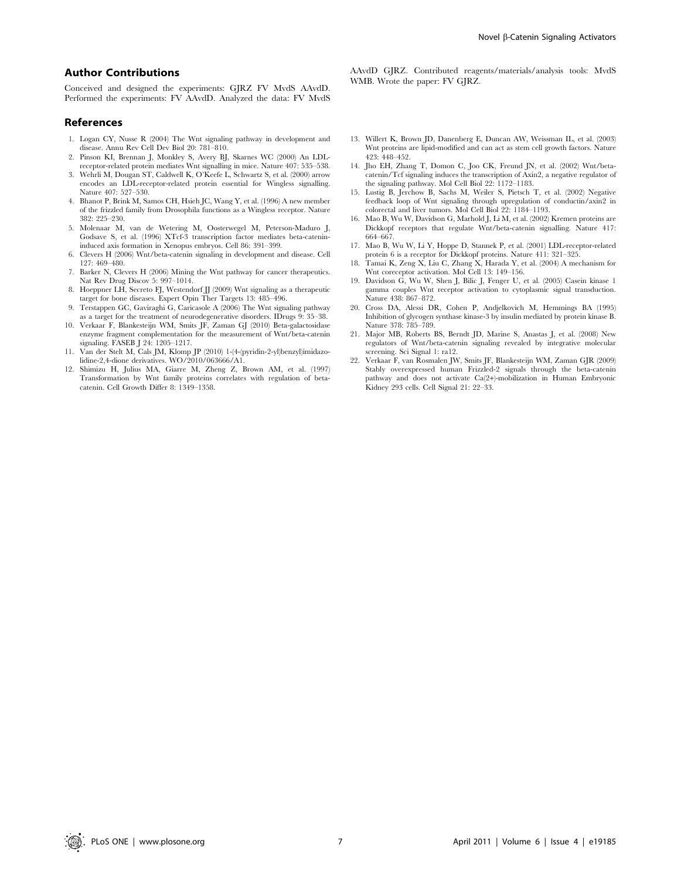## Author Contributions

Conceived and designed the experiments: GJRZ FV MvdS AAvdD. Performed the experiments: FV AAvdD. Analyzed the data: FV MvdS AAvdD GJRZ. Contributed reagents/materials/analysis tools: MvdS WMB. Wrote the paper: FV GJRZ.

## References

1. Logan CY, Nusse R (2004) The Wnt signaling pathway in development and disease. Annu Rev Cell Dev Biol 20: 781–810.
2. Pinson KI, Brennan J, Monkley S, Avery BJ, Skarnes WC (2000) An LDL-receptor-related protein mediates Wnt signalling in mice. Nature 407: 535–538.
3. Wehrli M, Dougan ST, Caldwell K, O'Keefe L, Schwartz S, et al. (2000) arrow encodes an LDL-receptor-related protein essential for Wingless signalling. Nature 407: 527–530.
4. Bhanot P, Brink M, Samos CH, Hsieh JC, Wang Y, et al. (1996) A new member of the frizzled family from Drosophila functions as a Wingless receptor. Nature 382: 225–230.
5. Molenaar M, van de Wetering M, Oosterwegel M, Peterson-Maduro J, Godsave S, et al. (1996) XTcf-3 transcription factor mediates beta-catenin-induced axis formation in Xenopus embryos. Cell 86: 391–399.
6. Clevers H (2006) Wnt/beta-catenin signaling in development and disease. Cell 127: 469–480.
7. Barker N, Clevers H (2006) Mining the Wnt pathway for cancer therapeutics. Nat Rev Drug Discov 5: 997–1014.
8. Hoeppner LH, Secreto FJ, Westendorf JJ (2009) Wnt signaling as a therapeutic target for bone diseases. Expert Opin Ther Targets 13: 485–496.
9. Terstappen GC, Gaviraghi G, Caricasole A (2006) The Wnt signaling pathway as a target for the treatment of neurodegenerative disorders. IDrugs 9: 35–38.
10. Verkaar F, Blankesteijn WM, Smits JF, Zaman GJ (2010) Beta-galactosidase enzyme fragment complementation for the measurement of Wnt/beta-catenin signaling. FASEB J 24: 1205–1217.
11. Van der Stelt M, Cals JM, Klomp JP (2010) 1-(4-(pyridin-2-yl)benzyl)imidazolidine-2,4-dione derivatives. WO/2010/063666/A1.
12. Shimizu H, Julius MA, Giarre M, Zheng Z, Brown AM, et al. (1997) Transformation by Wnt family proteins correlates with regulation of beta-catenin. Cell Growth Differ 8: 1349–1358.
13. Willert K, Brown JD, Danenberg E, Duncan AW, Weissman IL, et al. (2003) Wnt proteins are lipid-modified and can act as stem cell growth factors. Nature 423: 448–452.
14. Jho EH, Zhang T, Domon C, Joo CK, Freund JN, et al. (2002) Wnt/beta-catenin/Tcf signaling induces the transcription of Axin2, a negative regulator of the signaling pathway. Mol Cell Biol 22: 1172–1183.
15. Lustig B, Jerchow B, Sachs M, Weiler S, Pietsch T, et al. (2002) Negative feedback loop of Wnt signaling through upregulation of conductin/axin2 in colorectal and liver tumors. Mol Cell Biol 22: 1184–1193.
16. Mao B, Wu W, Davidson G, Marhold J, Li M, et al. (2002) Kremen proteins are Dickkopf receptors that regulate Wnt/beta-catenin signalling. Nature 417: 664–667.
17. Mao B, Wu W, Li Y, Hoppe D, Stannek P, et al. (2001) LDL-receptor-related protein 6 is a receptor for Dickkopf proteins. Nature 411: 321–325.
18. Tamai K, Zeng X, Liu C, Zhang X, Harada Y, et al. (2004) A mechanism for Wnt coreceptor activation. Mol Cell 13: 149–156.
19. Davidson G, Wu W, Shen J, Bilic J, Fenger U, et al. (2005) Casein kinase 1 gamma couples Wnt receptor activation to cytoplasmic signal transduction. Nature 438: 867–872.
20. Cross DA, Alessi DR, Cohen P, Andjelkovich M, Hemmings BA (1995) Inhibition of glycogen synthase kinase-3 by insulin mediated by protein kinase B. Nature 378: 785–789.
21. Major MB, Roberts BS, Berndt JD, Marine S, Anastas J, et al. (2008) New regulators of Wnt/beta-catenin signaling revealed by integrative molecular screening. Sci Signal 1: ra12.
22. Verkaar F, van Rosmalen JW, Smits JF, Blankesteijn WM, Zaman GJR (2009) Stably overexpressed human Frizzled-2 signals through the beta-catenin pathway and does not activate Ca(2+)-mobilization in Human Embryonic Kidney 293 cells. Cell Signal 21: 22–33.